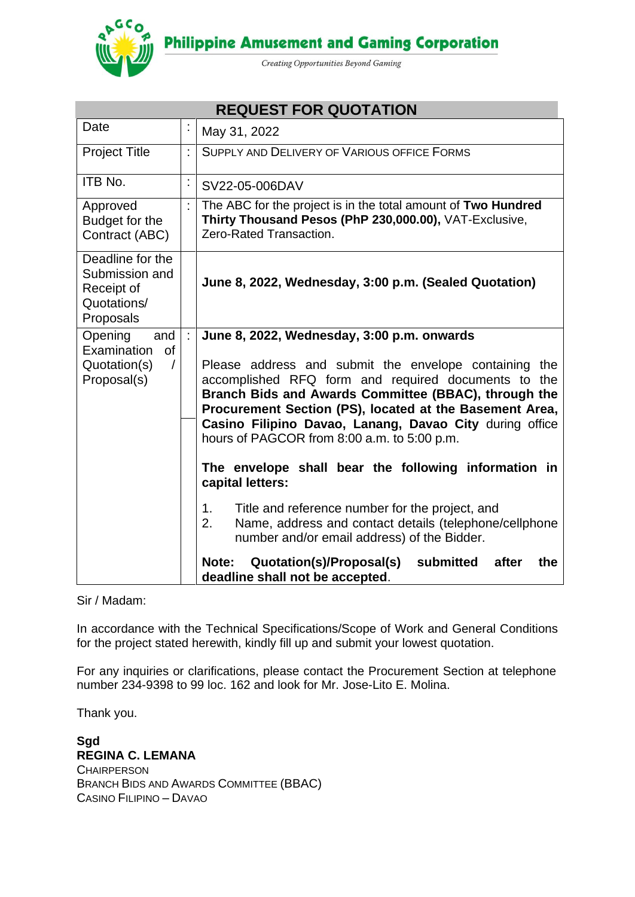**Philippine Amusement and Gaming Corporation**

*Creating Opportunities Beyond Gaming*

## REQUEST FOR QUOTATION

| | | |
|---|---|---|
| Date | : | May 31, 2022 |
| Project Title | : | SUPPLY AND DELIVERY OF VARIOUS OFFICE FORMS |
| ITB No. | : | SV22-05-006DAV |
| Approved Budget for the Contract (ABC) | : | The ABC for the project is in the total amount of **Two Hundred Thirty Thousand Pesos (PhP 230,000.00),** VAT-Exclusive, Zero-Rated Transaction. |
| Deadline for the Submission and Receipt of Quotations/ Proposals | | **June 8, 2022, Wednesday, 3:00 p.m. (Sealed Quotation)** |
| Opening and Examination of Quotation(s) / Proposal(s) | : | **June 8, 2022, Wednesday, 3:00 p.m. onwards**<br><br>Please address and submit the envelope containing the accomplished RFQ form and required documents to the **Branch Bids and Awards Committee (BBAC), through the Procurement Section (PS), located at the Basement Area, Casino Filipino Davao, Lanang, Davao City** during office hours of PAGCOR from 8:00 a.m. to 5:00 p.m.<br><br>**The envelope shall bear the following information in capital letters:**<br><br>1. Title and reference number for the project, and<br>2. Name, address and contact details (telephone/cellphone number and/or email address) of the Bidder.<br><br>**Note: Quotation(s)/Proposal(s) submitted after the deadline shall not be accepted**. |

Sir / Madam:

In accordance with the Technical Specifications/Scope of Work and General Conditions for the project stated herewith, kindly fill up and submit your lowest quotation.

For any inquiries or clarifications, please contact the Procurement Section at telephone number 234-9398 to 99 loc. 162 and look for Mr. Jose-Lito E. Molina.

Thank you.

**Sgd**
**REGINA C. LEMANA**
CHAIRPERSON
BRANCH BIDS AND AWARDS COMMITTEE (BBAC)
CASINO FILIPINO – DAVAO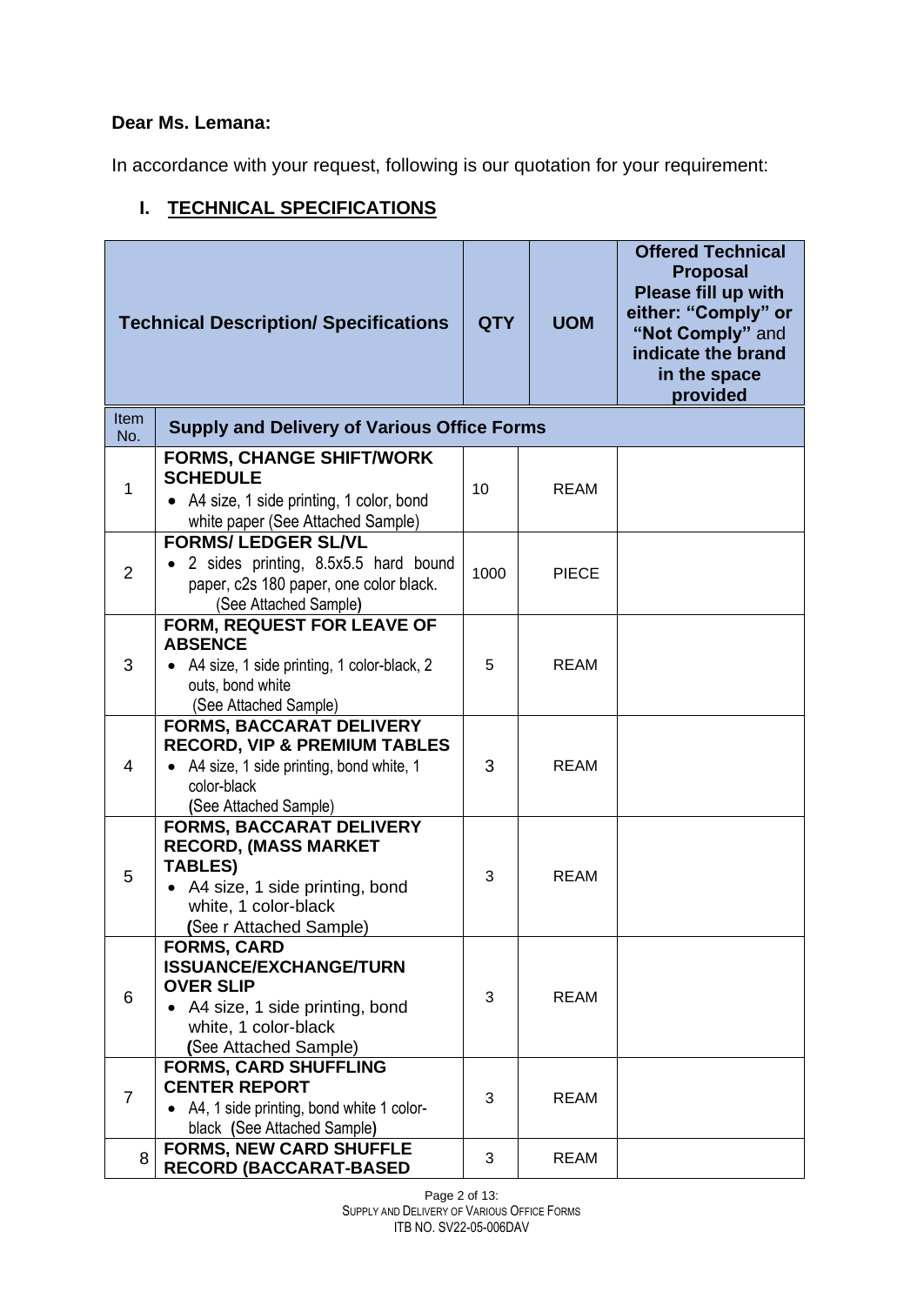**Dear Ms. Lemana:**

In accordance with your request, following is our quotation for your requirement:

## I. TECHNICAL SPECIFICATIONS

| Item No. | Technical Description/ Specifications | QTY | UOM | Offered Technical Proposal Please fill up with either: "Comply" or "Not Comply" and indicate the brand in the space provided |
|---|---|---|---|---|
| | **Supply and Delivery of Various Office Forms** | | | |
| 1 | **FORMS, CHANGE SHIFT/WORK SCHEDULE**<br>• A4 size, 1 side printing, 1 color, bond white paper (See Attached Sample) | 10 | REAM | |
| 2 | **FORMS/ LEDGER SL/VL**<br>• 2 sides printing, 8.5x5.5 hard bound paper, c2s 180 paper, one color black. (See Attached Sample**)** | 1000 | PIECE | |
| 3 | **FORM, REQUEST FOR LEAVE OF ABSENCE**<br>• A4 size, 1 side printing, 1 color-black, 2 outs, bond white (See Attached Sample) | 5 | REAM | |
| 4 | **FORMS, BACCARAT DELIVERY RECORD, VIP & PREMIUM TABLES**<br>• A4 size, 1 side printing, bond white, 1 color-black (See Attached Sample) | 3 | REAM | |
| 5 | **FORMS, BACCARAT DELIVERY RECORD, (MASS MARKET TABLES)**<br>• A4 size, 1 side printing, bond white, 1 color-black (See r Attached Sample) | 3 | REAM | |
| 6 | **FORMS, CARD ISSUANCE/EXCHANGE/TURN OVER SLIP**<br>• A4 size, 1 side printing, bond white, 1 color-black (See Attached Sample) | 3 | REAM | |
| 7 | **FORMS, CARD SHUFFLING CENTER REPORT**<br>• A4, 1 side printing, bond white 1 color-black (See Attached Sample**)** | 3 | REAM | |
| 8 | **FORMS, NEW CARD SHUFFLE RECORD (BACCARAT-BASED** | 3 | REAM | |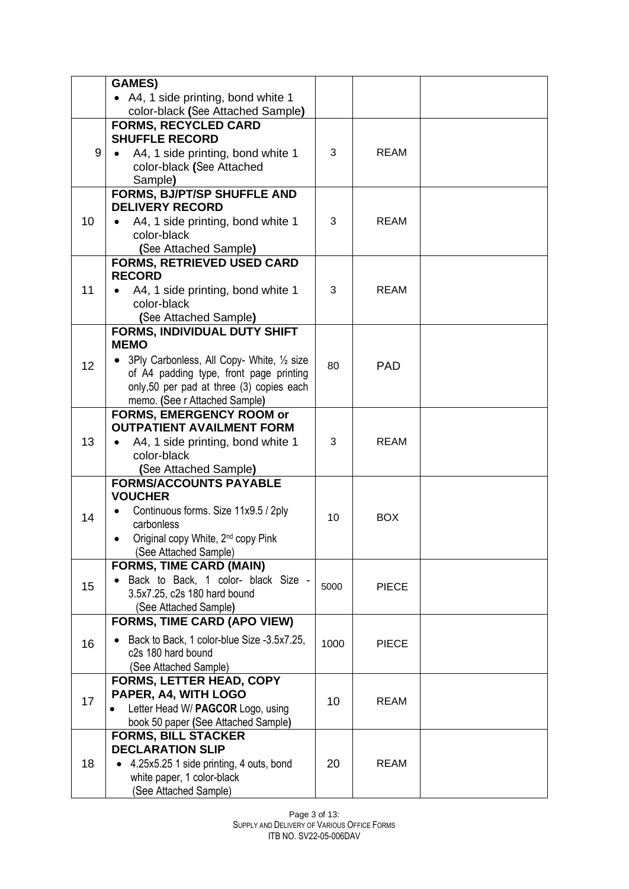| | | | | |
|---|---|---|---|---|
| | **GAMES)**<br>• A4, 1 side printing, bond white 1 color-black **(**See Attached Sample**)** | | | |
| 9 | **FORMS, RECYCLED CARD SHUFFLE RECORD**<br>• A4, 1 side printing, bond white 1 color-black **(**See Attached Sample**)** | 3 | REAM | |
| 10 | **FORMS, BJ/PT/SP SHUFFLE AND DELIVERY RECORD**<br>• A4, 1 side printing, bond white 1 color-black **(**See Attached Sample**)** | 3 | REAM | |
| 11 | **FORMS, RETRIEVED USED CARD RECORD**<br>• A4, 1 side printing, bond white 1 color-black **(**See Attached Sample**)** | 3 | REAM | |
| 12 | **FORMS, INDIVIDUAL DUTY SHIFT MEMO**<br>• 3Ply Carbonless, All Copy- White, ½ size of A4 padding type, front page printing only,50 per pad at three (3) copies each memo. **(**See r Attached Sample**)** | 80 | PAD | |
| 13 | **FORMS, EMERGENCY ROOM or OUTPATIENT AVAILMENT FORM**<br>• A4, 1 side printing, bond white 1 color-black **(**See Attached Sample**)** | 3 | REAM | |
| 14 | **FORMS/ACCOUNTS PAYABLE VOUCHER**<br>• Continuous forms. Size 11x9.5 / 2ply carbonless<br>• Original copy White, 2nd copy Pink (See Attached Sample) | 10 | BOX | |
| 15 | **FORMS, TIME CARD (MAIN)**<br>• Back to Back, 1 color- black Size - 3.5x7.25, c2s 180 hard bound (See Attached Sample**)** | 5000 | PIECE | |
| 16 | **FORMS, TIME CARD (APO VIEW)**<br>• Back to Back, 1 color-blue Size -3.5x7.25, c2s 180 hard bound (See Attached Sample) | 1000 | PIECE | |
| 17 | **FORMS, LETTER HEAD, COPY PAPER, A4, WITH LOGO**<br>• Letter Head W/ **PAGCOR** Logo, using book 50 paper **(**See Attached Sample**)** | 10 | REAM | |
| 18 | **FORMS, BILL STACKER DECLARATION SLIP**<br>• 4.25x5.25 1 side printing, 4 outs, bond white paper, 1 color-black (See Attached Sample) | 20 | REAM | |

SUPPLY AND DELIVERY OF VARIOUS OFFICE FORMS
ITB NO. SV22-05-006DAV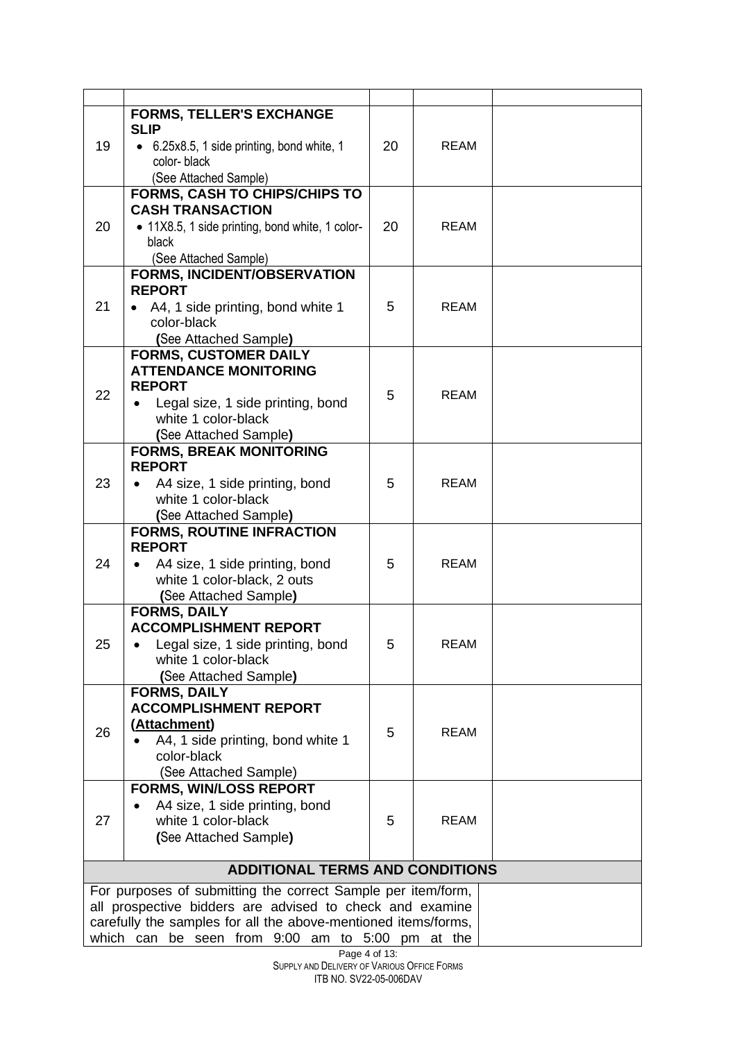| | | | | |
|---|---|---|---|---|
| 19 | **FORMS, TELLER'S EXCHANGE SLIP**<br>• 6.25x8.5, 1 side printing, bond white, 1 color- black<br>(See Attached Sample) | 20 | REAM | |
| 20 | **FORMS, CASH TO CHIPS/CHIPS TO CASH TRANSACTION**<br>• 11X8.5, 1 side printing, bond white, 1 color-black<br>(See Attached Sample) | 20 | REAM | |
| 21 | **FORMS, INCIDENT/OBSERVATION REPORT**<br>• A4, 1 side printing, bond white 1 color-black<br>**(**See Attached Sample**)** | 5 | REAM | |
| 22 | **FORMS, CUSTOMER DAILY ATTENDANCE MONITORING REPORT**<br>• Legal size, 1 side printing, bond white 1 color-black<br>**(**See Attached Sample**)** | 5 | REAM | |
| 23 | **FORMS, BREAK MONITORING REPORT**<br>• A4 size, 1 side printing, bond white 1 color-black<br>**(**See Attached Sample**)** | 5 | REAM | |
| 24 | **FORMS, ROUTINE INFRACTION REPORT**<br>• A4 size, 1 side printing, bond white 1 color-black, 2 outs<br>**(**See Attached Sample**)** | 5 | REAM | |
| 25 | **FORMS, DAILY ACCOMPLISHMENT REPORT**<br>• Legal size, 1 side printing, bond white 1 color-black<br>**(**See Attached Sample**)** | 5 | REAM | |
| 26 | **FORMS, DAILY ACCOMPLISHMENT REPORT (Attachment)**<br>• A4, 1 side printing, bond white 1 color-black<br>(See Attached Sample) | 5 | REAM | |
| 27 | **FORMS, WIN/LOSS REPORT**<br>• A4 size, 1 side printing, bond white 1 color-black<br>**(**See Attached Sample**)** | 5 | REAM | |

**ADDITIONAL TERMS AND CONDITIONS**

For purposes of submitting the correct Sample per item/form, all prospective bidders are advised to check and examine carefully the samples for all the above-mentioned items/forms, which can be seen from 9:00 am to 5:00 pm at the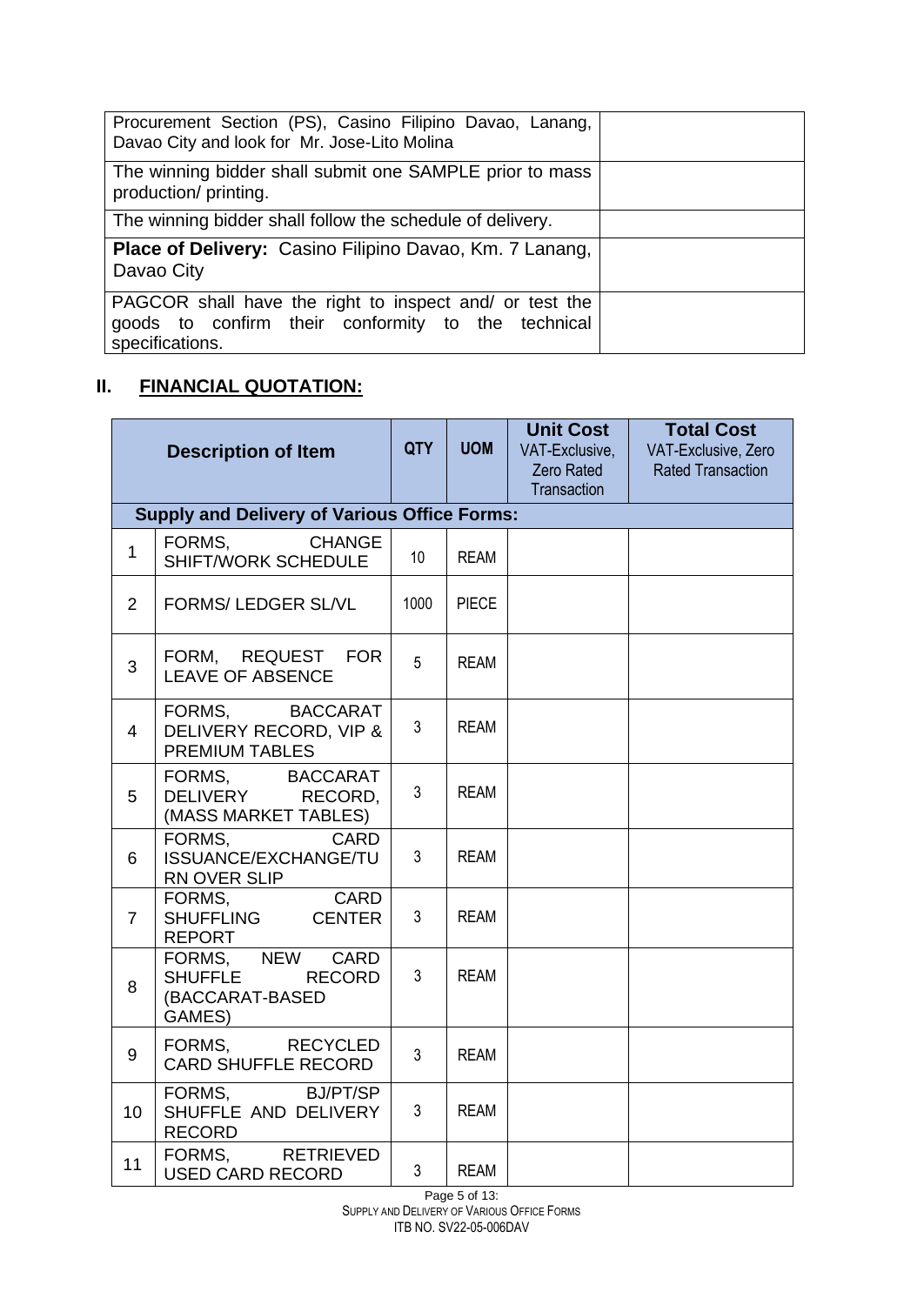| | |
|---|---|
| Procurement Section (PS), Casino Filipino Davao, Lanang, Davao City and look for Mr. Jose-Lito Molina | |
| The winning bidder shall submit one SAMPLE prior to mass production/ printing. | |
| The winning bidder shall follow the schedule of delivery. | |
| **Place of Delivery:** Casino Filipino Davao, Km. 7 Lanang, Davao City | |
| PAGCOR shall have the right to inspect and/ or test the goods to confirm their conformity to the technical specifications. | |

## II. FINANCIAL QUOTATION:

| | Description of Item | QTY | UOM | Unit Cost VAT-Exclusive, Zero Rated Transaction | Total Cost VAT-Exclusive, Zero Rated Transaction |
|---|---|---|---|---|---|
| **Supply and Delivery of Various Office Forms:** | | | | | |
| 1 | FORMS, CHANGE SHIFT/WORK SCHEDULE | 10 | REAM | | |
| 2 | FORMS/ LEDGER SL/VL | 1000 | PIECE | | |
| 3 | FORM, REQUEST FOR LEAVE OF ABSENCE | 5 | REAM | | |
| 4 | FORMS, BACCARAT DELIVERY RECORD, VIP & PREMIUM TABLES | 3 | REAM | | |
| 5 | FORMS, BACCARAT DELIVERY RECORD, (MASS MARKET TABLES) | 3 | REAM | | |
| 6 | FORMS, CARD ISSUANCE/EXCHANGE/TURN OVER SLIP | 3 | REAM | | |
| 7 | FORMS, CARD SHUFFLING CENTER REPORT | 3 | REAM | | |
| 8 | FORMS, NEW CARD SHUFFLE RECORD (BACCARAT-BASED GAMES) | 3 | REAM | | |
| 9 | FORMS, RECYCLED CARD SHUFFLE RECORD | 3 | REAM | | |
| 10 | FORMS, BJ/PT/SP SHUFFLE AND DELIVERY RECORD | 3 | REAM | | |
| 11 | FORMS, RETRIEVED USED CARD RECORD | 3 | REAM | | |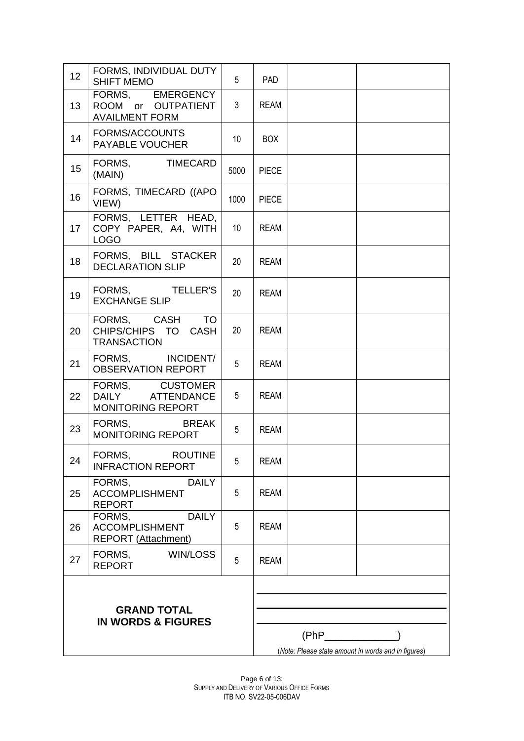| 12 | FORMS, INDIVIDUAL DUTY SHIFT MEMO | 5 | PAD | | |
|---|---|---|---|---|---|
| 13 | FORMS, EMERGENCY ROOM or OUTPATIENT AVAILMENT FORM | 3 | REAM | | |
| 14 | FORMS/ACCOUNTS PAYABLE VOUCHER | 10 | BOX | | |
| 15 | FORMS, TIMECARD (MAIN) | 5000 | PIECE | | |
| 16 | FORMS, TIMECARD ((APO VIEW) | 1000 | PIECE | | |
| 17 | FORMS, LETTER HEAD, COPY PAPER, A4, WITH LOGO | 10 | REAM | | |
| 18 | FORMS, BILL STACKER DECLARATION SLIP | 20 | REAM | | |
| 19 | FORMS, TELLER'S EXCHANGE SLIP | 20 | REAM | | |
| 20 | FORMS, CASH TO CHIPS/CHIPS TO CASH TRANSACTION | 20 | REAM | | |
| 21 | FORMS, INCIDENT/ OBSERVATION REPORT | 5 | REAM | | |
| 22 | FORMS, CUSTOMER DAILY ATTENDANCE MONITORING REPORT | 5 | REAM | | |
| 23 | FORMS, BREAK MONITORING REPORT | 5 | REAM | | |
| 24 | FORMS, ROUTINE INFRACTION REPORT | 5 | REAM | | |
| 25 | FORMS, DAILY ACCOMPLISHMENT REPORT | 5 | REAM | | |
| 26 | FORMS, DAILY ACCOMPLISHMENT REPORT (Attachment) | 5 | REAM | | |
| 27 | FORMS, WIN/LOSS REPORT | 5 | REAM | | |
| **GRAND TOTAL IN WORDS & FIGURES** | | | ____________________ ____________________ ____________________ (PhP_____________) (*Note: Please state amount in words and in figures*) | | |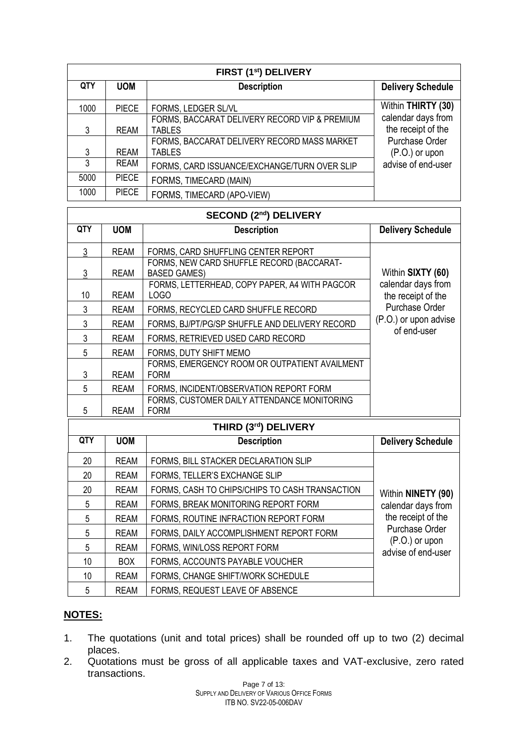| FIRST (1st) DELIVERY | | | |
|---|---|---|---|
| **QTY** | **UOM** | **Description** | **Delivery Schedule** |
| 1000 | PIECE | FORMS, LEDGER SL/VL | Within **THIRTY (30)** calendar days from the receipt of the Purchase Order (P.O.) or upon advise of end-user |
| 3 | REAM | FORMS, BACCARAT DELIVERY RECORD VIP & PREMIUM TABLES | |
| 3 | REAM | FORMS, BACCARAT DELIVERY RECORD MASS MARKET TABLES | |
| 3 | REAM | FORMS, CARD ISSUANCE/EXCHANGE/TURN OVER SLIP | |
| 5000 | PIECE | FORMS, TIMECARD (MAIN) | |
| 1000 | PIECE | FORMS, TIMECARD (APO-VIEW) | |

| SECOND (2nd) DELIVERY | | | |
|---|---|---|---|
| **QTY** | **UOM** | **Description** | **Delivery Schedule** |
| 3 | REAM | FORMS, CARD SHUFFLING CENTER REPORT | Within **SIXTY (60)** calendar days from the receipt of the Purchase Order (P.O.) or upon advise of end-user |
| 3 | REAM | FORMS, NEW CARD SHUFFLE RECORD (BACCARAT-BASED GAMES) | |
| 10 | REAM | FORMS, LETTERHEAD, COPY PAPER, A4 WITH PAGCOR LOGO | |
| 3 | REAM | FORMS, RECYCLED CARD SHUFFLE RECORD | |
| 3 | REAM | FORMS, BJ/PT/PG/SP SHUFFLE AND DELIVERY RECORD | |
| 3 | REAM | FORMS, RETRIEVED USED CARD RECORD | |
| 5 | REAM | FORMS, DUTY SHIFT MEMO | |
| 3 | REAM | FORMS, EMERGENCY ROOM OR OUTPATIENT AVAILMENT FORM | |
| 5 | REAM | FORMS, INCIDENT/OBSERVATION REPORT FORM | |
| 5 | REAM | FORMS, CUSTOMER DAILY ATTENDANCE MONITORING FORM | |

| THIRD (3rd) DELIVERY | | | |
|---|---|---|---|
| **QTY** | **UOM** | **Description** | **Delivery Schedule** |
| 20 | REAM | FORMS, BILL STACKER DECLARATION SLIP | Within **NINETY (90)** calendar days from the receipt of the Purchase Order (P.O.) or upon advise of end-user |
| 20 | REAM | FORMS, TELLER'S EXCHANGE SLIP | |
| 20 | REAM | FORMS, CASH TO CHIPS/CHIPS TO CASH TRANSACTION | |
| 5 | REAM | FORMS, BREAK MONITORING REPORT FORM | |
| 5 | REAM | FORMS, ROUTINE INFRACTION REPORT FORM | |
| 5 | REAM | FORMS, DAILY ACCOMPLISHMENT REPORT FORM | |
| 5 | REAM | FORMS, WIN/LOSS REPORT FORM | |
| 10 | BOX | FORMS, ACCOUNTS PAYABLE VOUCHER | |
| 10 | REAM | FORMS, CHANGE SHIFT/WORK SCHEDULE | |
| 5 | REAM | FORMS, REQUEST LEAVE OF ABSENCE | |

## NOTES:

1. The quotations (unit and total prices) shall be rounded off up to two (2) decimal places.
2. Quotations must be gross of all applicable taxes and VAT-exclusive, zero rated transactions.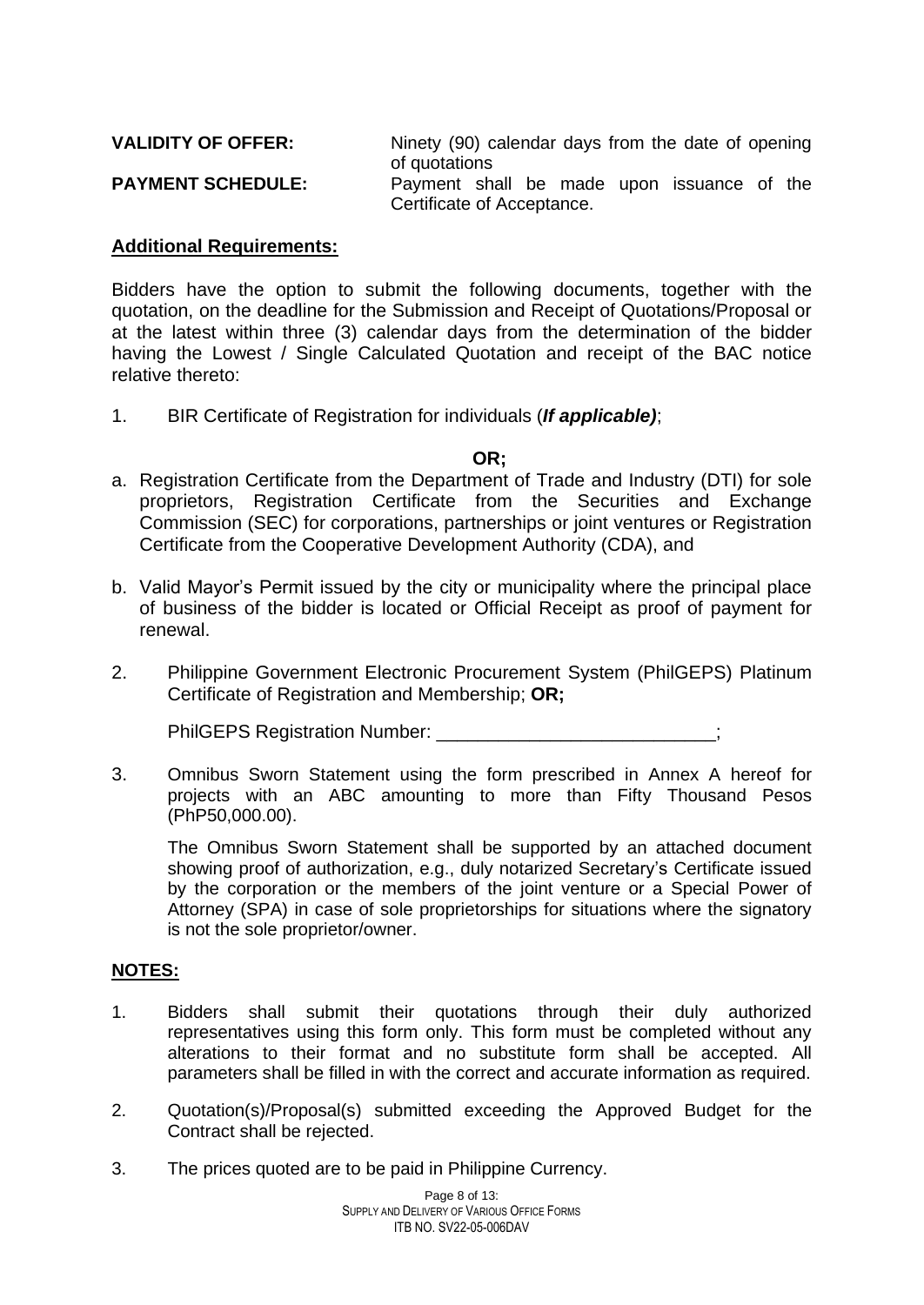**VALIDITY OF OFFER:** Ninety (90) calendar days from the date of opening of quotations

**PAYMENT SCHEDULE:** Payment shall be made upon issuance of the Certificate of Acceptance.

**Additional Requirements:**

Bidders have the option to submit the following documents, together with the quotation, on the deadline for the Submission and Receipt of Quotations/Proposal or at the latest within three (3) calendar days from the determination of the bidder having the Lowest / Single Calculated Quotation and receipt of the BAC notice relative thereto:

1. BIR Certificate of Registration for individuals (***If applicable)***;

**OR;**

a. Registration Certificate from the Department of Trade and Industry (DTI) for sole proprietors, Registration Certificate from the Securities and Exchange Commission (SEC) for corporations, partnerships or joint ventures or Registration Certificate from the Cooperative Development Authority (CDA), and

b. Valid Mayor's Permit issued by the city or municipality where the principal place of business of the bidder is located or Official Receipt as proof of payment for renewal.

2. Philippine Government Electronic Procurement System (PhilGEPS) Platinum Certificate of Registration and Membership; **OR;**

   PhilGEPS Registration Number: ___________________________;

3. Omnibus Sworn Statement using the form prescribed in Annex A hereof for projects with an ABC amounting to more than Fifty Thousand Pesos (PhP50,000.00).

   The Omnibus Sworn Statement shall be supported by an attached document showing proof of authorization, e.g., duly notarized Secretary's Certificate issued by the corporation or the members of the joint venture or a Special Power of Attorney (SPA) in case of sole proprietorships for situations where the signatory is not the sole proprietor/owner.

**NOTES:**

1. Bidders shall submit their quotations through their duly authorized representatives using this form only. This form must be completed without any alterations to their format and no substitute form shall be accepted. All parameters shall be filled in with the correct and accurate information as required.

2. Quotation(s)/Proposal(s) submitted exceeding the Approved Budget for the Contract shall be rejected.

3. The prices quoted are to be paid in Philippine Currency.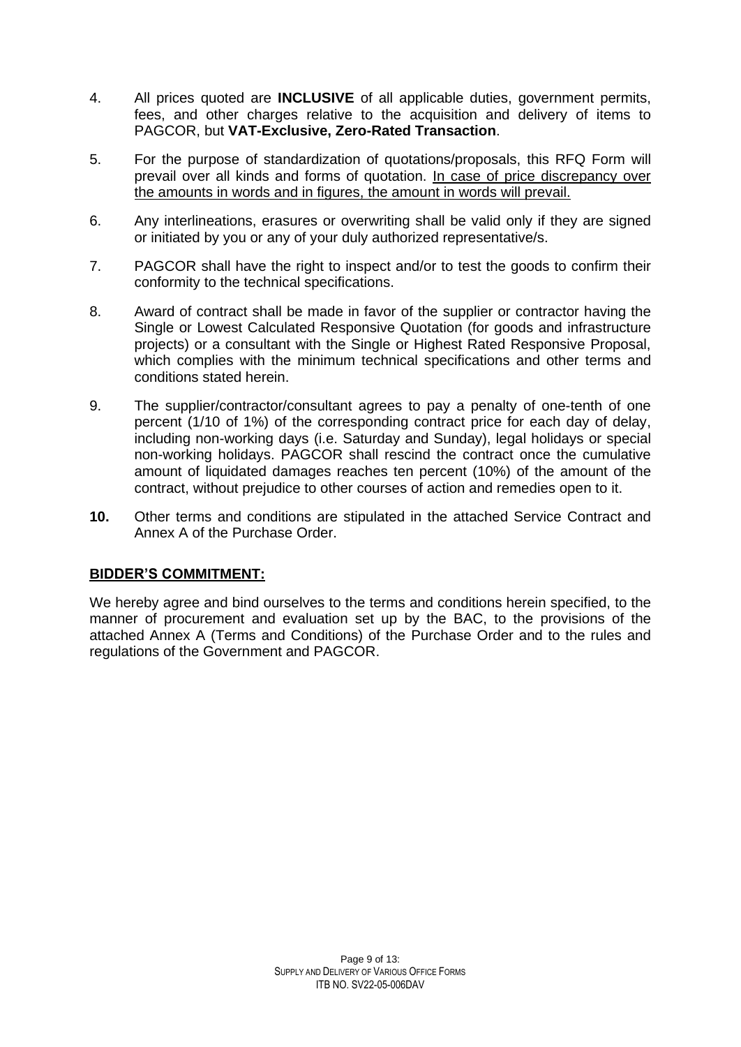4. All prices quoted are **INCLUSIVE** of all applicable duties, government permits, fees, and other charges relative to the acquisition and delivery of items to PAGCOR, but **VAT-Exclusive, Zero-Rated Transaction**.

5. For the purpose of standardization of quotations/proposals, this RFQ Form will prevail over all kinds and forms of quotation. <u>In case of price discrepancy over the amounts in words and in figures, the amount in words will prevail.</u>

6. Any interlineations, erasures or overwriting shall be valid only if they are signed or initiated by you or any of your duly authorized representative/s.

7. PAGCOR shall have the right to inspect and/or to test the goods to confirm their conformity to the technical specifications.

8. Award of contract shall be made in favor of the supplier or contractor having the Single or Lowest Calculated Responsive Quotation (for goods and infrastructure projects) or a consultant with the Single or Highest Rated Responsive Proposal, which complies with the minimum technical specifications and other terms and conditions stated herein.

9. The supplier/contractor/consultant agrees to pay a penalty of one-tenth of one percent (1/10 of 1%) of the corresponding contract price for each day of delay, including non-working days (i.e. Saturday and Sunday), legal holidays or special non-working holidays. PAGCOR shall rescind the contract once the cumulative amount of liquidated damages reaches ten percent (10%) of the amount of the contract, without prejudice to other courses of action and remedies open to it.

**10.** Other terms and conditions are stipulated in the attached Service Contract and Annex A of the Purchase Order.

## BIDDER'S COMMITMENT:

We hereby agree and bind ourselves to the terms and conditions herein specified, to the manner of procurement and evaluation set up by the BAC, to the provisions of the attached Annex A (Terms and Conditions) of the Purchase Order and to the rules and regulations of the Government and PAGCOR.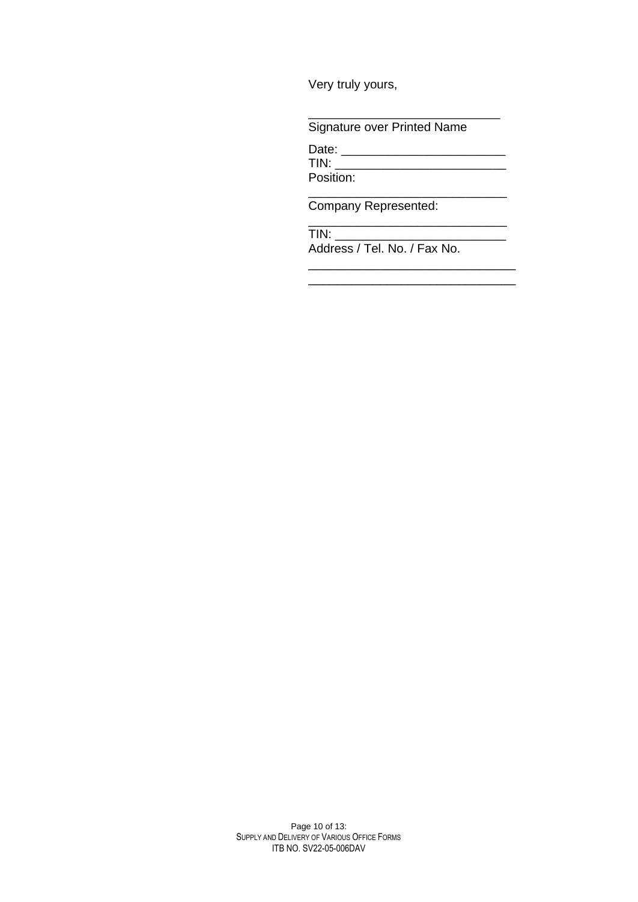Very truly yours,

____________________________
Signature over Printed Name

Date: ________________________
TIN: __________________________
Position:
_____________________________
Company Represented:
_____________________________
TIN: _________________________
Address / Tel. No. / Fax No.
_______________________________
_______________________________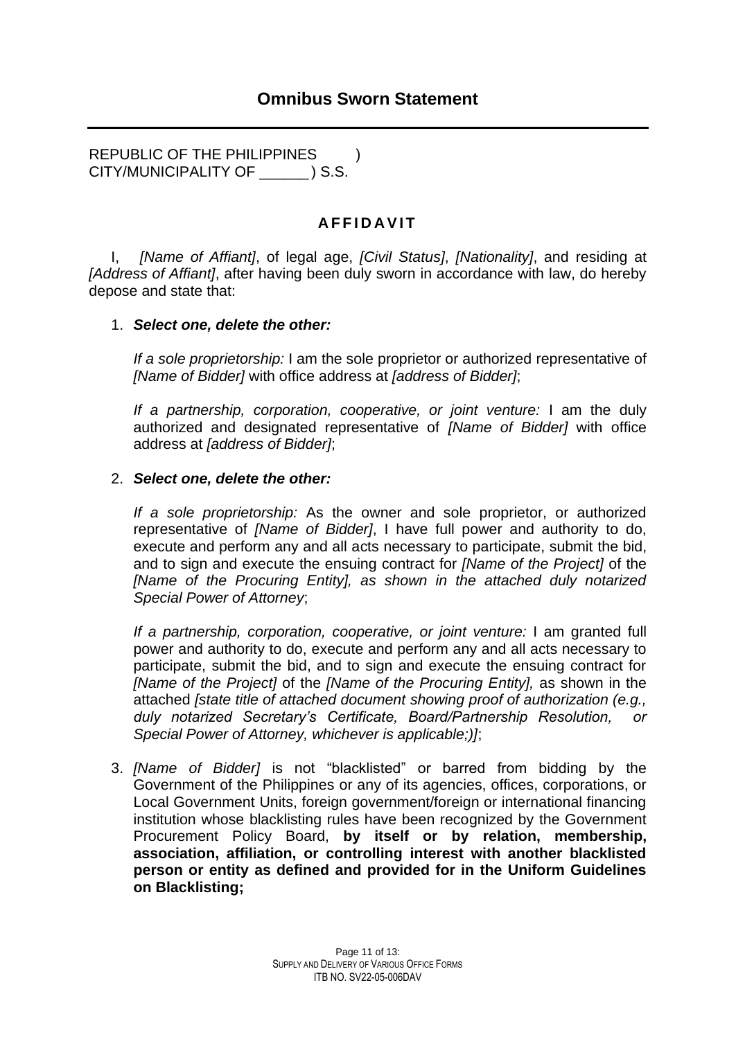## Omnibus Sworn Statement

---

REPUBLIC OF THE PHILIPPINES )
CITY/MUNICIPALITY OF ______ ) S.S.

### A F F I D A V I T

I, *[Name of Affiant]*, of legal age, *[Civil Status]*, *[Nationality]*, and residing at *[Address of Affiant]*, after having been duly sworn in accordance with law, do hereby depose and state that:

1. ***Select one, delete the other:***

   *If a sole proprietorship:* I am the sole proprietor or authorized representative of *[Name of Bidder]* with office address at *[address of Bidder]*;

   *If a partnership, corporation, cooperative, or joint venture:* I am the duly authorized and designated representative of *[Name of Bidder]* with office address at *[address of Bidder]*;

2. ***Select one, delete the other:***

   *If a sole proprietorship:* As the owner and sole proprietor, or authorized representative of *[Name of Bidder]*, I have full power and authority to do, execute and perform any and all acts necessary to participate, submit the bid, and to sign and execute the ensuing contract for *[Name of the Project]* of the *[Name of the Procuring Entity], as shown in the attached duly notarized Special Power of Attorney*;

   *If a partnership, corporation, cooperative, or joint venture:* I am granted full power and authority to do, execute and perform any and all acts necessary to participate, submit the bid, and to sign and execute the ensuing contract for *[Name of the Project]* of the *[Name of the Procuring Entity],* as shown in the attached *[state title of attached document showing proof of authorization (e.g., duly notarized Secretary's Certificate, Board/Partnership Resolution, or Special Power of Attorney, whichever is applicable;)]*;

3. *[Name of Bidder]* is not "blacklisted" or barred from bidding by the Government of the Philippines or any of its agencies, offices, corporations, or Local Government Units, foreign government/foreign or international financing institution whose blacklisting rules have been recognized by the Government Procurement Policy Board, **by itself or by relation, membership, association, affiliation, or controlling interest with another blacklisted person or entity as defined and provided for in the Uniform Guidelines on Blacklisting;**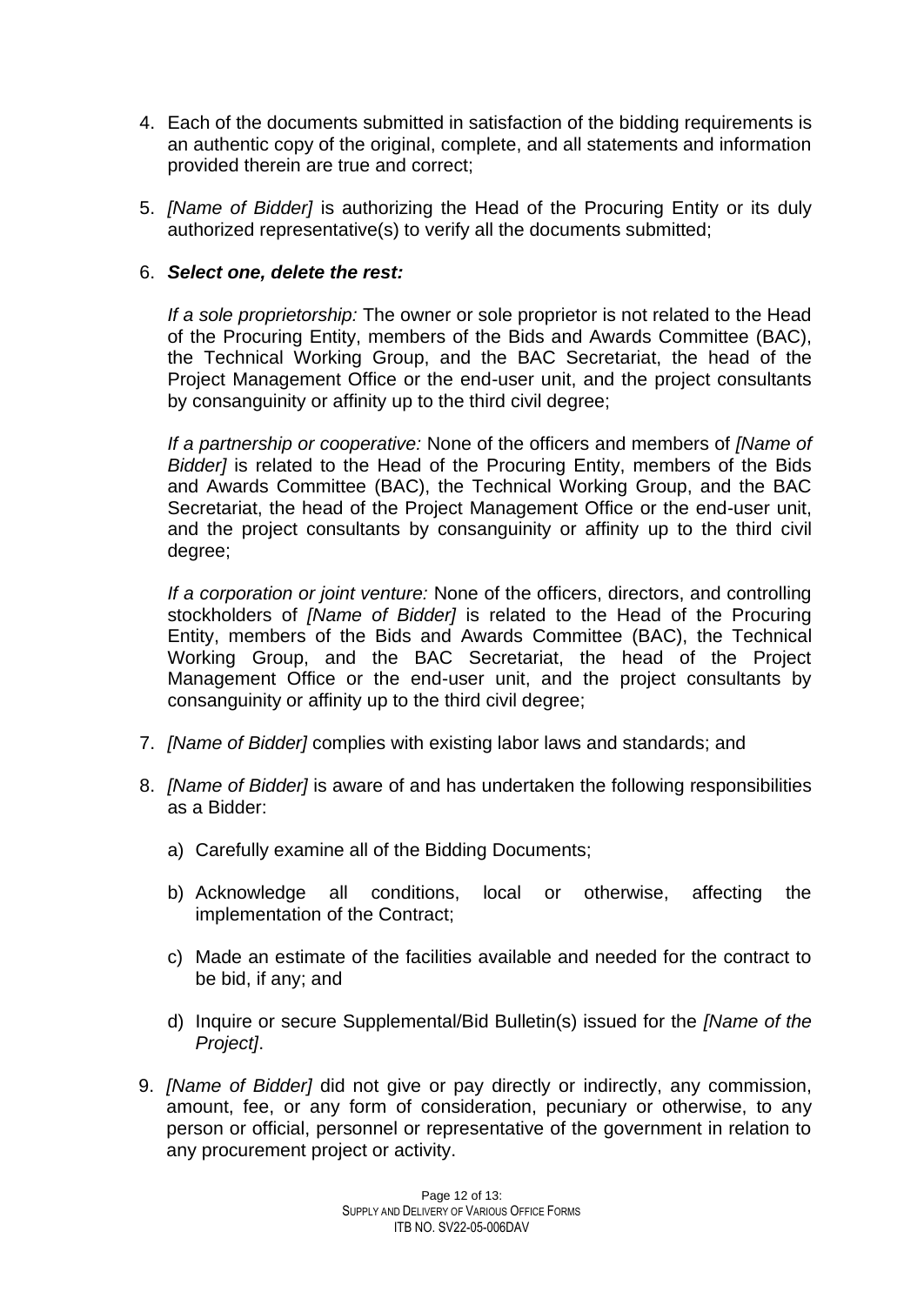4. Each of the documents submitted in satisfaction of the bidding requirements is an authentic copy of the original, complete, and all statements and information provided therein are true and correct;

5. *[Name of Bidder]* is authorizing the Head of the Procuring Entity or its duly authorized representative(s) to verify all the documents submitted;

6. ***Select one, delete the rest:***

   *If a sole proprietorship:* The owner or sole proprietor is not related to the Head of the Procuring Entity, members of the Bids and Awards Committee (BAC), the Technical Working Group, and the BAC Secretariat, the head of the Project Management Office or the end-user unit, and the project consultants by consanguinity or affinity up to the third civil degree;

   *If a partnership or cooperative:* None of the officers and members of *[Name of Bidder]* is related to the Head of the Procuring Entity, members of the Bids and Awards Committee (BAC), the Technical Working Group, and the BAC Secretariat, the head of the Project Management Office or the end-user unit, and the project consultants by consanguinity or affinity up to the third civil degree;

   *If a corporation or joint venture:* None of the officers, directors, and controlling stockholders of *[Name of Bidder]* is related to the Head of the Procuring Entity, members of the Bids and Awards Committee (BAC), the Technical Working Group, and the BAC Secretariat, the head of the Project Management Office or the end-user unit, and the project consultants by consanguinity or affinity up to the third civil degree;

7. *[Name of Bidder]* complies with existing labor laws and standards; and

8. *[Name of Bidder]* is aware of and has undertaken the following responsibilities as a Bidder:

   a) Carefully examine all of the Bidding Documents;

   b) Acknowledge all conditions, local or otherwise, affecting the implementation of the Contract;

   c) Made an estimate of the facilities available and needed for the contract to be bid, if any; and

   d) Inquire or secure Supplemental/Bid Bulletin(s) issued for the *[Name of the Project]*.

9. *[Name of Bidder]* did not give or pay directly or indirectly, any commission, amount, fee, or any form of consideration, pecuniary or otherwise, to any person or official, personnel or representative of the government in relation to any procurement project or activity.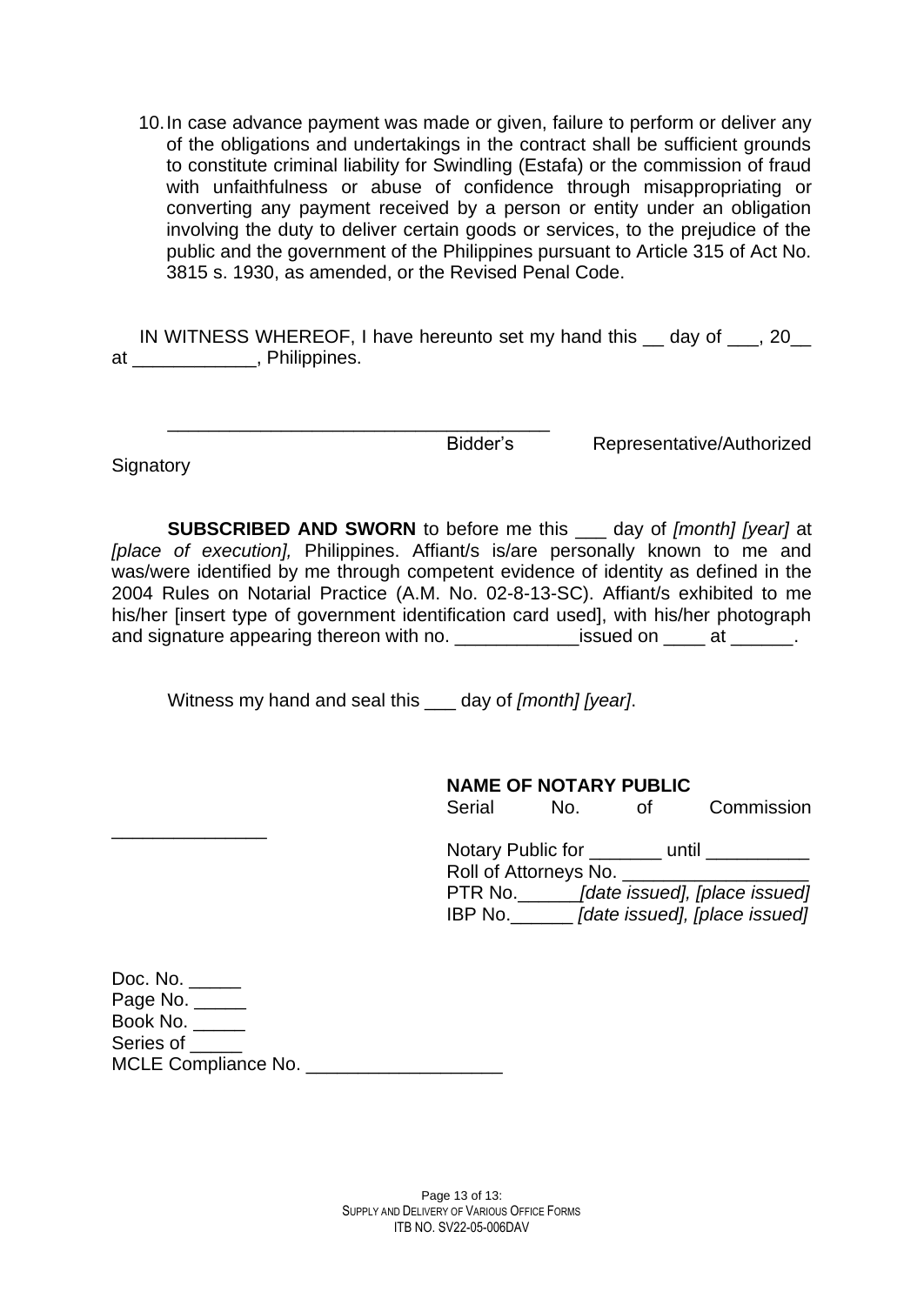10. In case advance payment was made or given, failure to perform or deliver any of the obligations and undertakings in the contract shall be sufficient grounds to constitute criminal liability for Swindling (Estafa) or the commission of fraud with unfaithfulness or abuse of confidence through misappropriating or converting any payment received by a person or entity under an obligation involving the duty to deliver certain goods or services, to the prejudice of the public and the government of the Philippines pursuant to Article 315 of Act No. 3815 s. 1930, as amended, or the Revised Penal Code.

IN WITNESS WHEREOF, I have hereunto set my hand this __ day of ___, 20__ at ____________, Philippines.

_____________________________________
Bidder's Representative/Authorized Signatory

**SUBSCRIBED AND SWORN** to before me this ___ day of *[month] [year]* at *[place of execution],* Philippines. Affiant/s is/are personally known to me and was/were identified by me through competent evidence of identity as defined in the 2004 Rules on Notarial Practice (A.M. No. 02-8-13-SC). Affiant/s exhibited to me his/her [insert type of government identification card used], with his/her photograph and signature appearing thereon with no. ____________issued on ____ at ______.

Witness my hand and seal this ___ day of *[month] [year]*.

_______________

**NAME OF NOTARY PUBLIC**
Serial No. of Commission
Notary Public for _______ until __________
Roll of Attorneys No. __________________
PTR No.______*[date issued], [place issued]*
IBP No.______ *[date issued], [place issued]*

Doc. No. _____
Page No. _____
Book No. _____
Series of _____
MCLE Compliance No. ___________________